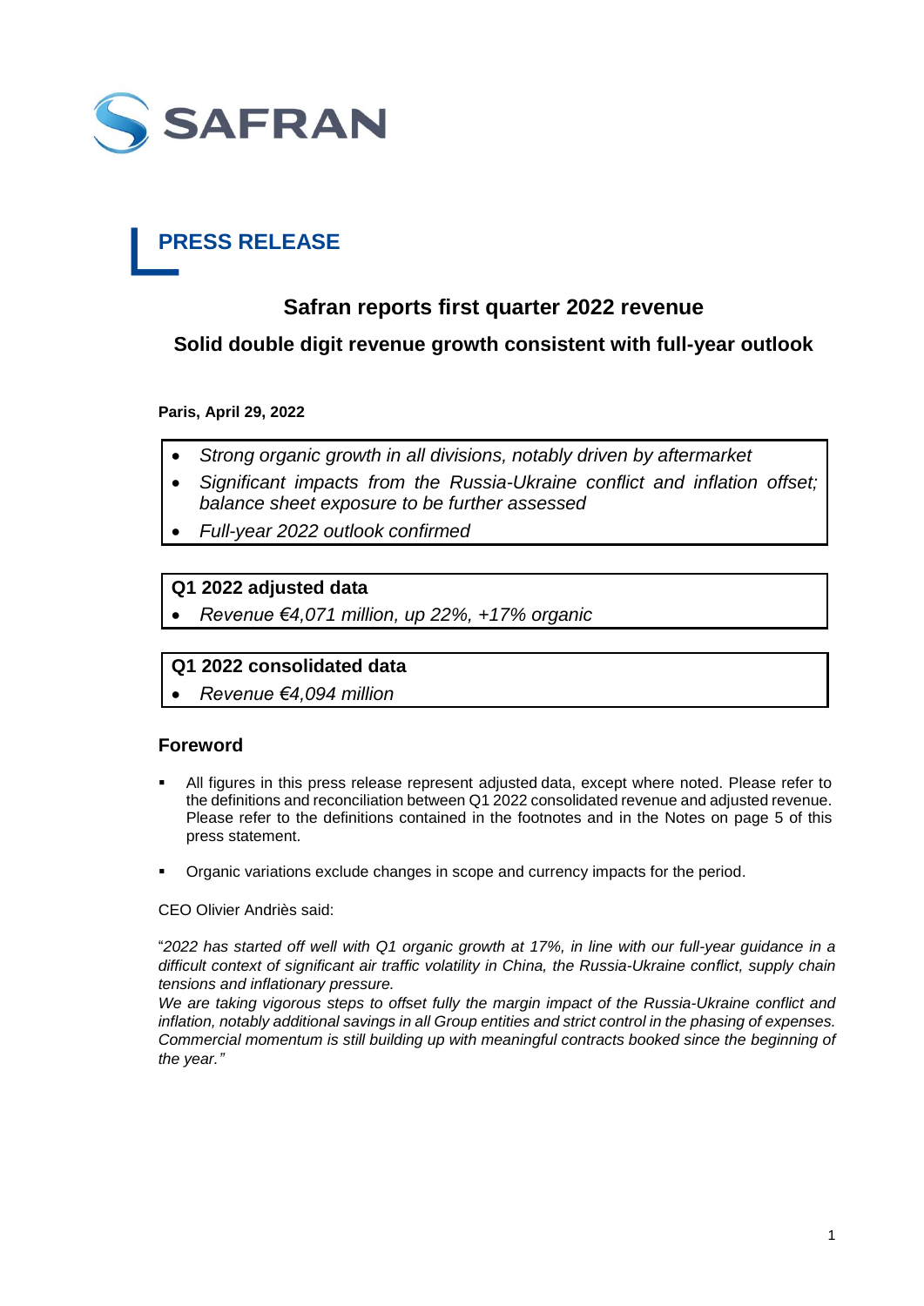SAFRAN

# PRESS RELEASE

## Safran reports first quarter 2022 revenue

### Solid double digit revenue growth consistent with full-year outlook

**Paris, April 29, 2022**

- *Strong organic growth in all divisions, notably driven by aftermarket*
- *Significant impacts from the Russia-Ukraine conflict and inflation offset; balance sheet exposure to be further assessed*
- *Full-year 2022 outlook confirmed*

**Q1 2022 adjusted data**

- *Revenue €4,071 million, up 22%, +17% organic*

**Q1 2022 consolidated data**

- *Revenue €4,094 million*

### Foreword

- All figures in this press release represent adjusted data, except where noted. Please refer to the definitions and reconciliation between Q1 2022 consolidated revenue and adjusted revenue. Please refer to the definitions contained in the footnotes and in the Notes on page 5 of this press statement.

- Organic variations exclude changes in scope and currency impacts for the period.

CEO Olivier Andriès said:

"*2022 has started off well with Q1 organic growth at 17%, in line with our full-year guidance in a difficult context of significant air traffic volatility in China, the Russia-Ukraine conflict, supply chain tensions and inflationary pressure.*
*We are taking vigorous steps to offset fully the margin impact of the Russia-Ukraine conflict and inflation, notably additional savings in all Group entities and strict control in the phasing of expenses. Commercial momentum is still building up with meaningful contracts booked since the beginning of the year.*"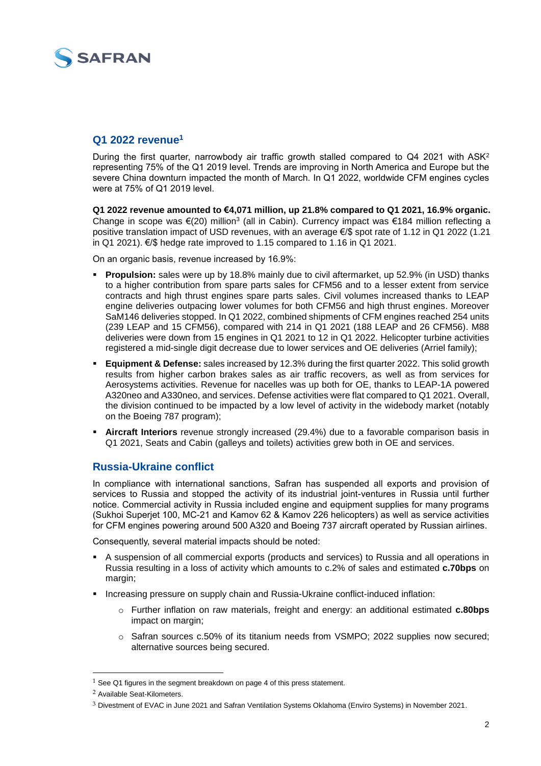## Q1 2022 revenue[1]

During the first quarter, narrowbody air traffic growth stalled compared to Q4 2021 with ASK[2] representing 75% of the Q1 2019 level. Trends are improving in North America and Europe but the severe China downturn impacted the month of March. In Q1 2022, worldwide CFM engines cycles were at 75% of Q1 2019 level.

**Q1 2022 revenue amounted to €4,071 million, up 21.8% compared to Q1 2021, 16.9% organic.** Change in scope was €(20) million[3] (all in Cabin). Currency impact was €184 million reflecting a positive translation impact of USD revenues, with an average €/$ spot rate of 1.12 in Q1 2022 (1.21 in Q1 2021). €/$ hedge rate improved to 1.15 compared to 1.16 in Q1 2021.

On an organic basis, revenue increased by 16.9%:

- **Propulsion:** sales were up by 18.8% mainly due to civil aftermarket, up 52.9% (in USD) thanks to a higher contribution from spare parts sales for CFM56 and to a lesser extent from service contracts and high thrust engines spare parts sales. Civil volumes increased thanks to LEAP engine deliveries outpacing lower volumes for both CFM56 and high thrust engines. Moreover SaM146 deliveries stopped. In Q1 2022, combined shipments of CFM engines reached 254 units (239 LEAP and 15 CFM56), compared with 214 in Q1 2021 (188 LEAP and 26 CFM56). M88 deliveries were down from 15 engines in Q1 2021 to 12 in Q1 2022. Helicopter turbine activities registered a mid-single digit decrease due to lower services and OE deliveries (Arriel family);
- **Equipment & Defense:** sales increased by 12.3% during the first quarter 2022. This solid growth results from higher carbon brakes sales as air traffic recovers, as well as from services for Aerosystems activities. Revenue for nacelles was up both for OE, thanks to LEAP-1A powered A320neo and A330neo, and services. Defense activities were flat compared to Q1 2021. Overall, the division continued to be impacted by a low level of activity in the widebody market (notably on the Boeing 787 program);
- **Aircraft Interiors** revenue strongly increased (29.4%) due to a favorable comparison basis in Q1 2021, Seats and Cabin (galleys and toilets) activities grew both in OE and services.

## Russia-Ukraine conflict

In compliance with international sanctions, Safran has suspended all exports and provision of services to Russia and stopped the activity of its industrial joint-ventures in Russia until further notice. Commercial activity in Russia included engine and equipment supplies for many programs (Sukhoi Superjet 100, MC-21 and Kamov 62 & Kamov 226 helicopters) as well as service activities for CFM engines powering around 500 A320 and Boeing 737 aircraft operated by Russian airlines.

Consequently, several material impacts should be noted:

- A suspension of all commercial exports (products and services) to Russia and all operations in Russia resulting in a loss of activity which amounts to c.2% of sales and estimated **c.70bps** on margin;
- Increasing pressure on supply chain and Russia-Ukraine conflict-induced inflation:
  - Further inflation on raw materials, freight and energy: an additional estimated **c.80bps** impact on margin;
  - Safran sources c.50% of its titanium needs from VSMPO; 2022 supplies now secured; alternative sources being secured.

[1] See Q1 figures in the segment breakdown on page 4 of this press statement.

[2] Available Seat-Kilometers.

[3] Divestment of EVAC in June 2021 and Safran Ventilation Systems Oklahoma (Enviro Systems) in November 2021.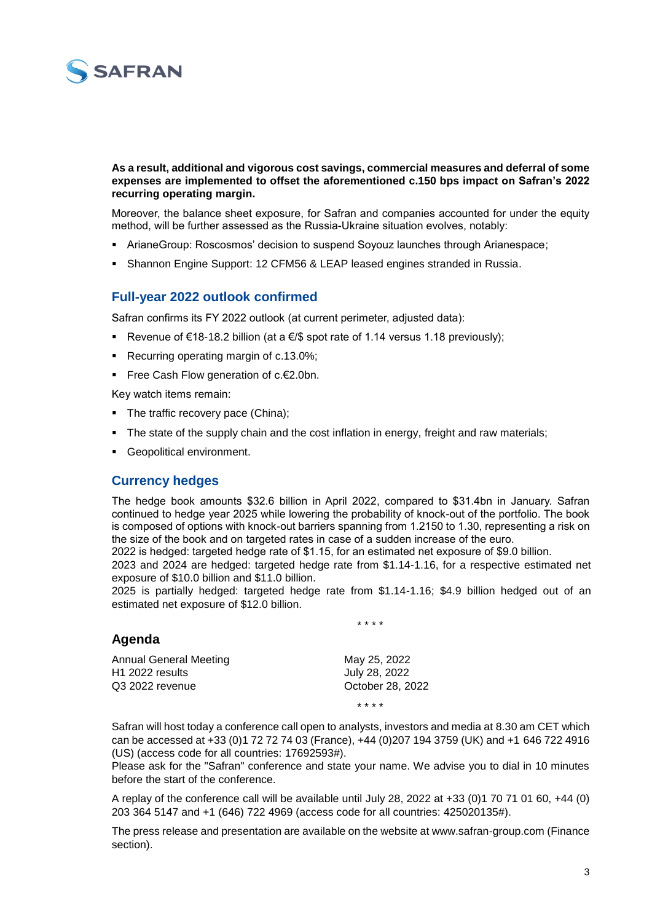**As a result, additional and vigorous cost savings, commercial measures and deferral of some expenses are implemented to offset the aforementioned c.150 bps impact on Safran's 2022 recurring operating margin.**

Moreover, the balance sheet exposure, for Safran and companies accounted for under the equity method, will be further assessed as the Russia-Ukraine situation evolves, notably:

- ArianeGroup: Roscosmos' decision to suspend Soyouz launches through Arianespace;
- Shannon Engine Support: 12 CFM56 & LEAP leased engines stranded in Russia.

## Full-year 2022 outlook confirmed

Safran confirms its FY 2022 outlook (at current perimeter, adjusted data):

- Revenue of €18-18.2 billion (at a €/$ spot rate of 1.14 versus 1.18 previously);
- Recurring operating margin of c.13.0%;
- Free Cash Flow generation of c.€2.0bn.

Key watch items remain:

- The traffic recovery pace (China);
- The state of the supply chain and the cost inflation in energy, freight and raw materials;
- Geopolitical environment.

## Currency hedges

The hedge book amounts $32.6 billion in April 2022, compared to $31.4bn in January. Safran continued to hedge year 2025 while lowering the probability of knock-out of the portfolio. The book is composed of options with knock-out barriers spanning from 1.2150 to 1.30, representing a risk on the size of the book and on targeted rates in case of a sudden increase of the euro.
2022 is hedged: targeted hedge rate of $1.15, for an estimated net exposure of $9.0 billion.
2023 and 2024 are hedged: targeted hedge rate from $1.14-1.16, for a respective estimated net exposure of $10.0 billion and $11.0 billion.
2025 is partially hedged: targeted hedge rate from $1.14-1.16; $4.9 billion hedged out of an estimated net exposure of $12.0 billion.

\* \* \* \*

## Agenda

| | |
|---|---|
| Annual General Meeting | May 25, 2022 |
| H1 2022 results | July 28, 2022 |
| Q3 2022 revenue | October 28, 2022 |

\* \* \* \*

Safran will host today a conference call open to analysts, investors and media at 8.30 am CET which can be accessed at +33 (0)1 72 72 74 03 (France), +44 (0)207 194 3759 (UK) and +1 646 722 4916 (US) (access code for all countries: 17692593#).
Please ask for the "Safran" conference and state your name. We advise you to dial in 10 minutes before the start of the conference.

A replay of the conference call will be available until July 28, 2022 at +33 (0)1 70 71 01 60, +44 (0) 203 364 5147 and +1 (646) 722 4969 (access code for all countries: 425020135#).

The press release and presentation are available on the website at www.safran-group.com (Finance section).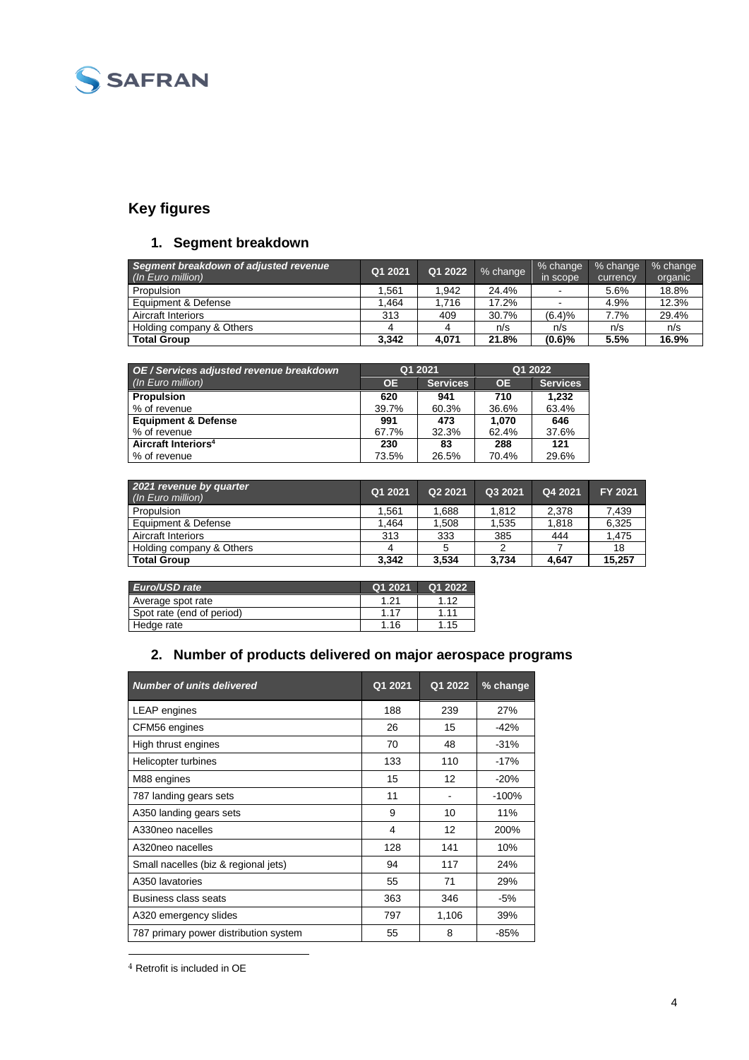## Key figures

### 1. Segment breakdown

| *Segment breakdown of adjusted revenue (In Euro million)* | Q1 2021 | Q1 2022 | % change | % change in scope | % change currency | % change organic |
|---|---|---|---|---|---|---|
| Propulsion | 1,561 | 1,942 | 24.4% | - | 5.6% | 18.8% |
| Equipment & Defense | 1,464 | 1,716 | 17.2% | - | 4.9% | 12.3% |
| Aircraft Interiors | 313 | 409 | 30.7% | (6.4)% | 7.7% | 29.4% |
| Holding company & Others | 4 | 4 | n/s | n/s | n/s | n/s |
| **Total Group** | **3,342** | **4,071** | **21.8%** | **(0.6)%** | **5.5%** | **16.9%** |

| *OE / Services adjusted revenue breakdown* | Q1 2021 | | Q1 2022 | |
|---|---|---|---|---|
| *(In Euro million)* | **OE** | **Services** | **OE** | **Services** |
| **Propulsion** | **620** | **941** | **710** | **1,232** |
| % of revenue | 39.7% | 60.3% | 36.6% | 63.4% |
| **Equipment & Defense** | **991** | **473** | **1,070** | **646** |
| % of revenue | 67.7% | 32.3% | 62.4% | 37.6% |
| **Aircraft Interiors**[4] | **230** | **83** | **288** | **121** |
| % of revenue | 73.5% | 26.5% | 70.4% | 29.6% |

| *2021 revenue by quarter (In Euro million)* | Q1 2021 | Q2 2021 | Q3 2021 | Q4 2021 | FY 2021 |
|---|---|---|---|---|---|
| Propulsion | 1,561 | 1,688 | 1,812 | 2,378 | 7,439 |
| Equipment & Defense | 1,464 | 1,508 | 1,535 | 1,818 | 6,325 |
| Aircraft Interiors | 313 | 333 | 385 | 444 | 1,475 |
| Holding company & Others | 4 | 5 | 2 | 7 | 18 |
| **Total Group** | **3,342** | **3,534** | **3,734** | **4,647** | **15,257** |

| *Euro/USD rate* | Q1 2021 | Q1 2022 |
|---|---|---|
| Average spot rate | 1.21 | 1.12 |
| Spot rate (end of period) | 1.17 | 1.11 |
| Hedge rate | 1.16 | 1.15 |

### 2. Number of products delivered on major aerospace programs

| *Number of units delivered* | Q1 2021 | Q1 2022 | % change |
|---|---|---|---|
| LEAP engines | 188 | 239 | 27% |
| CFM56 engines | 26 | 15 | -42% |
| High thrust engines | 70 | 48 | -31% |
| Helicopter turbines | 133 | 110 | -17% |
| M88 engines | 15 | 12 | -20% |
| 787 landing gears sets | 11 | - | -100% |
| A350 landing gears sets | 9 | 10 | 11% |
| A330neo nacelles | 4 | 12 | 200% |
| A320neo nacelles | 128 | 141 | 10% |
| Small nacelles (biz & regional jets) | 94 | 117 | 24% |
| A350 lavatories | 55 | 71 | 29% |
| Business class seats | 363 | 346 | -5% |
| A320 emergency slides | 797 | 1,106 | 39% |
| 787 primary power distribution system | 55 | 8 | -85% |

[4] Retrofit is included in OE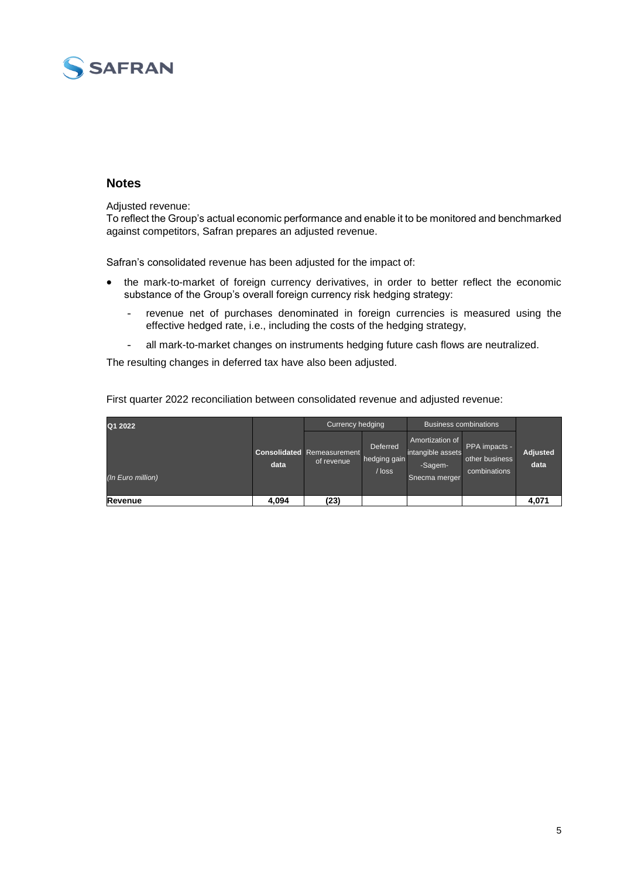## Notes

Adjusted revenue:
To reflect the Group's actual economic performance and enable it to be monitored and benchmarked against competitors, Safran prepares an adjusted revenue.

Safran's consolidated revenue has been adjusted for the impact of:

- the mark-to-market of foreign currency derivatives, in order to better reflect the economic substance of the Group's overall foreign currency risk hedging strategy:
  - revenue net of purchases denominated in foreign currencies is measured using the effective hedged rate, i.e., including the costs of the hedging strategy,
  - all mark-to-market changes on instruments hedging future cash flows are neutralized.

The resulting changes in deferred tax have also been adjusted.

First quarter 2022 reconciliation between consolidated revenue and adjusted revenue:

| Q1 2022 | | Currency hedging | | Business combinations | | |
|---|---|---|---|---|---|---|
| *(In Euro million)* | **Consolidated data** | Remeasurement of revenue | Deferred hedging gain / loss | Amortization of intangible assets -Sagem-Snecma merger | PPA impacts - other business combinations | **Adjusted data** |
| **Revenue** | **4,094** | **(23)** | | | | **4,071** |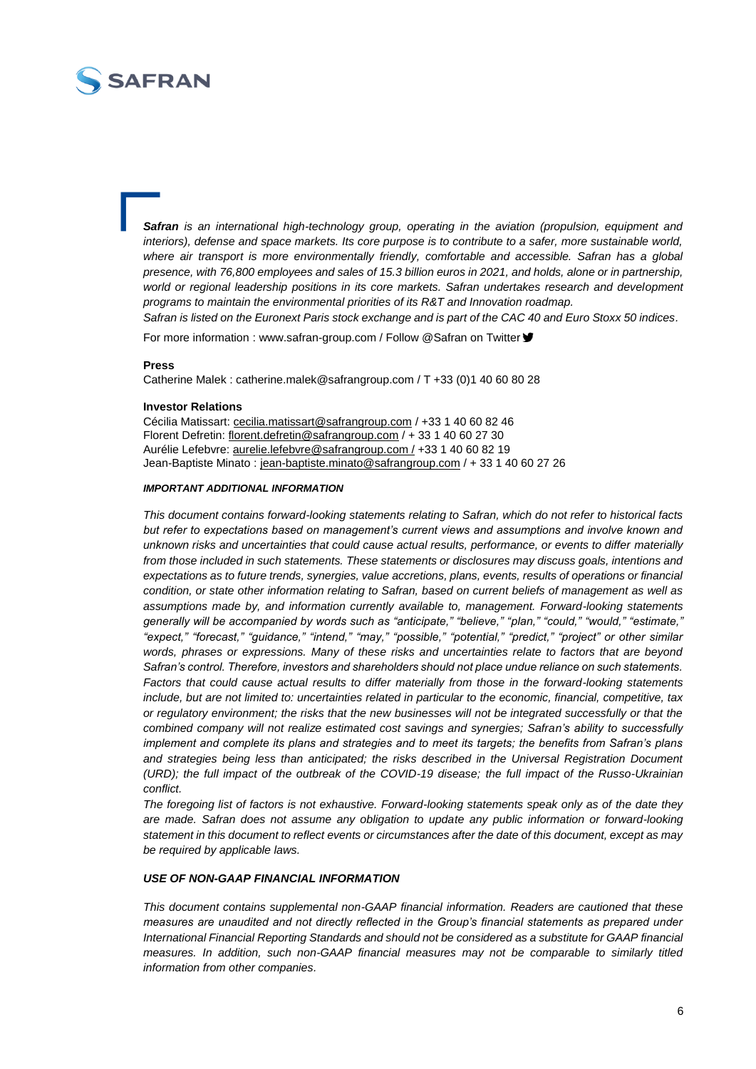***Safran** is an international high-technology group, operating in the aviation (propulsion, equipment and interiors), defense and space markets. Its core purpose is to contribute to a safer, more sustainable world, where air transport is more environmentally friendly, comfortable and accessible. Safran has a global presence, with 76,800 employees and sales of 15.3 billion euros in 2021, and holds, alone or in partnership, world or regional leadership positions in its core markets. Safran undertakes research and development programs to maintain the environmental priorities of its R&T and Innovation roadmap.*

*Safran is listed on the Euronext Paris stock exchange and is part of the CAC 40 and Euro Stoxx 50 indices.*

For more information : www.safran-group.com / Follow @Safran on Twitter

**Press**

Catherine Malek : catherine.malek@safrangroup.com / T +33 (0)1 40 60 80 28

**Investor Relations**

Cécilia Matissart: cecilia.matissart@safrangroup.com / +33 1 40 60 82 46
Florent Defretin: florent.defretin@safrangroup.com / + 33 1 40 60 27 30
Aurélie Lefebvre: aurelie.lefebvre@safrangroup.com / +33 1 40 60 82 19
Jean-Baptiste Minato : jean-baptiste.minato@safrangroup.com / + 33 1 40 60 27 26

***IMPORTANT ADDITIONAL INFORMATION***

*This document contains forward-looking statements relating to Safran, which do not refer to historical facts but refer to expectations based on management's current views and assumptions and involve known and unknown risks and uncertainties that could cause actual results, performance, or events to differ materially from those included in such statements. These statements or disclosures may discuss goals, intentions and expectations as to future trends, synergies, value accretions, plans, events, results of operations or financial condition, or state other information relating to Safran, based on current beliefs of management as well as assumptions made by, and information currently available to, management. Forward-looking statements generally will be accompanied by words such as "anticipate," "believe," "plan," "could," "would," "estimate," "expect," "forecast," "guidance," "intend," "may," "possible," "potential," "predict," "project" or other similar words, phrases or expressions. Many of these risks and uncertainties relate to factors that are beyond Safran's control. Therefore, investors and shareholders should not place undue reliance on such statements. Factors that could cause actual results to differ materially from those in the forward-looking statements include, but are not limited to: uncertainties related in particular to the economic, financial, competitive, tax or regulatory environment; the risks that the new businesses will not be integrated successfully or that the combined company will not realize estimated cost savings and synergies; Safran's ability to successfully implement and complete its plans and strategies and to meet its targets; the benefits from Safran's plans and strategies being less than anticipated; the risks described in the Universal Registration Document (URD); the full impact of the outbreak of the COVID-19 disease; the full impact of the Russo-Ukrainian conflict.*

*The foregoing list of factors is not exhaustive. Forward-looking statements speak only as of the date they are made. Safran does not assume any obligation to update any public information or forward-looking statement in this document to reflect events or circumstances after the date of this document, except as may be required by applicable laws.*

***USE OF NON-GAAP FINANCIAL INFORMATION***

*This document contains supplemental non-GAAP financial information. Readers are cautioned that these measures are unaudited and not directly reflected in the Group's financial statements as prepared under International Financial Reporting Standards and should not be considered as a substitute for GAAP financial measures. In addition, such non-GAAP financial measures may not be comparable to similarly titled information from other companies.*